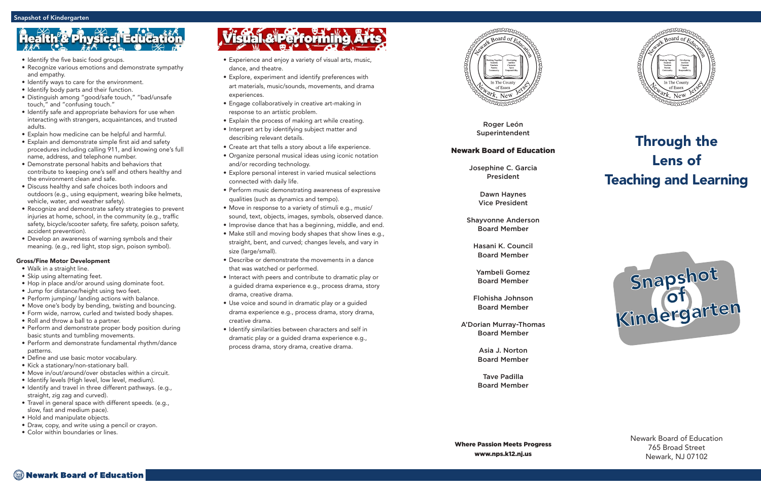## Health & Physical Education

- Identify the five basic food groups.
- Recognize various emotions and demonstrate sympathy and empathy.
- Identify ways to care for the environment.
- Identify body parts and their function.
- Distinguish among "good/safe touch," "bad/unsafe touch," and "confusing touch."
- Identify safe and appropriate behaviors for use when interacting with strangers, acquaintances, and trusted adults.
- Explain how medicine can be helpful and harmful.
- Explain and demonstrate simple first aid and safety procedures including calling 911, and knowing one's full name, address, and telephone number.
- Demonstrate personal habits and behaviors that contribute to keeping one's self and others healthy and the environment clean and safe.
- Discuss healthy and safe choices both indoors and outdoors (e.g., using equipment, wearing bike helmets, vehicle, water, and weather safety).
- Recognize and demonstrate safety strategies to prevent injuries at home, school, in the community (e.g., traffic safety, bicycle/scooter safety, fire safety, poison safety, accident prevention).
- Develop an awareness of warning symbols and their meaning. (e.g., red light, stop sign, poison symbol).

**Gross/Fine Motor Development**

- Walk in a straight line.
- Skip using alternating feet.
- Hop in place and/or around using dominate foot.
- Jump for distance/height using two feet.
- Perform jumping/ landing actions with balance.
- Move one's body by bending, twisting and bouncing.
- Form wide, narrow, curled and twisted body shapes.
- Roll and throw a ball to a partner.
- Perform and demonstrate proper body position during basic stunts and tumbling movements.
- Perform and demonstrate fundamental rhythm/dance patterns.
- Define and use basic motor vocabulary.
- Kick a stationary/non-stationary ball.
- Move in/out/around/over obstacles within a circuit.
- Identify levels (High level, low level, medium).
- Identify and travel in three different pathways. (e.g., straight, zig zag and curved).
- Travel in general space with different speeds. (e.g., slow, fast and medium pace).
- Hold and manipulate objects.
- Draw, copy, and write using a pencil or crayon.
- Color within boundaries or lines.

## Visual & Performing Arts

- Experience and enjoy a variety of visual arts, music, dance, and theatre.
- Explore, experiment and identify preferences with art materials, music/sounds, movements, and drama experiences.
- Engage collaboratively in creative art-making in response to an artistic problem.
- Explain the process of making art while creating.
- Interpret art by identifying subject matter and describing relevant details.
- Create art that tells a story about a life experience.
- Organize personal musical ideas using iconic notation and/or recording technology.
- Explore personal interest in varied musical selections connected with daily life.
- Perform music demonstrating awareness of expressive qualities (such as dynamics and tempo).
- Move in response to a variety of stimuli e.g., music/ sound, text, objects, images, symbols, observed dance.
- Improvise dance that has a beginning, middle, and end.
- Make still and moving body shapes that show lines e.g., straight, bent, and curved; changes levels, and vary in size (large/small).
- Describe or demonstrate the movements in a dance that was watched or performed.
- Interact with peers and contribute to dramatic play or a guided drama experience e.g., process drama, story drama, creative drama.
- Use voice and sound in dramatic play or a guided drama experience e.g., process drama, story drama, creative drama.
- Identify similarities between characters and self in dramatic play or a guided drama experience e.g., process drama, story drama, creative drama.

Roger León
Superintendent

**Newark Board of Education**

Josephine C. Garcia
President

Dawn Haynes
Vice President

Shayvonne Anderson
Board Member

Hasani K. Council
Board Member

Yambeli Gomez
Board Member

Flohisha Johnson
Board Member

A'Dorian Murray-Thomas
Board Member

Asia J. Norton
Board Member

Tave Padilla
Board Member

**Where Passion Meets Progress**
**www.nps.k12.nj.us**

# Through the Lens of Teaching and Learning

## Snapshot of Kindergarten

Newark Board of Education
765 Broad Street
Newark, NJ 07102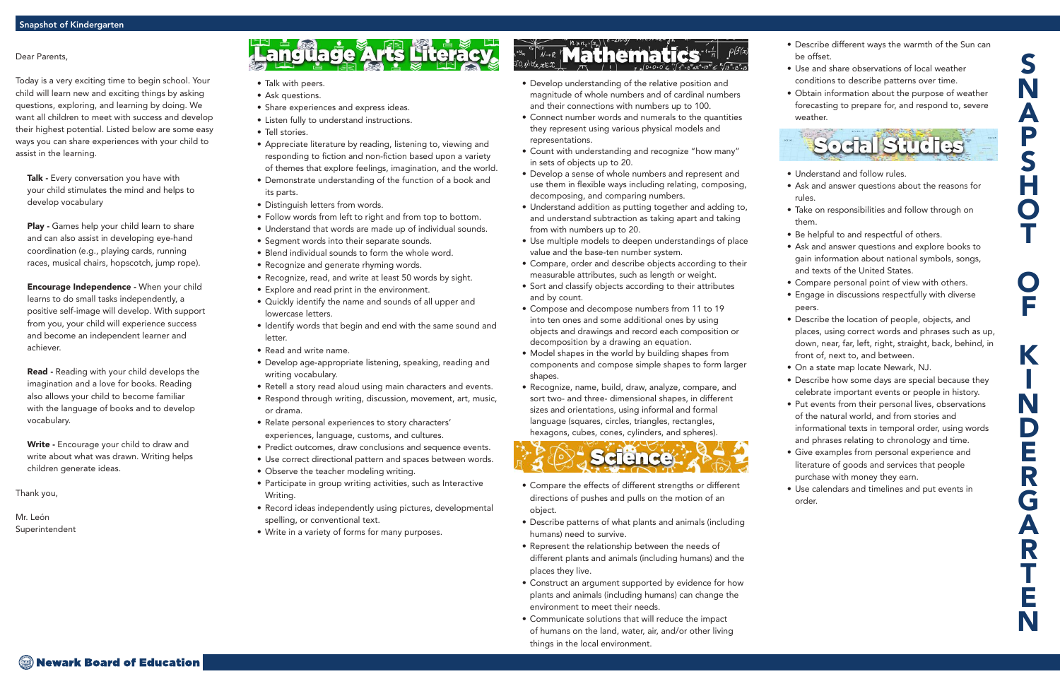Dear Parents,

Today is a very exciting time to begin school. Your child will learn new and exciting things by asking questions, exploring, and learning by doing. We want all children to meet with success and develop their highest potential. Listed below are some easy ways you can share experiences with your child to assist in the learning.

**Talk -** Every conversation you have with your child stimulates the mind and helps to develop vocabulary

**Play -** Games help your child learn to share and can also assist in developing eye-hand coordination (e.g., playing cards, running races, musical chairs, hopscotch, jump rope).

**Encourage Independence -** When your child learns to do small tasks independently, a positive self-image will develop. With support from you, your child will experience success and become an independent learner and achiever.

**Read -** Reading with your child develops the imagination and a love for books. Reading also allows your child to become familiar with the language of books and to develop vocabulary.

**Write -** Encourage your child to draw and write about what was drawn. Writing helps children generate ideas.

Thank you,

Mr. León
Superintendent

## Language Arts Literacy

- Talk with peers.
- Ask questions.
- Share experiences and express ideas.
- Listen fully to understand instructions.
- Tell stories.
- Appreciate literature by reading, listening to, viewing and responding to fiction and non-fiction based upon a variety of themes that explore feelings, imagination, and the world.
- Demonstrate understanding of the function of a book and its parts.
- Distinguish letters from words.
- Follow words from left to right and from top to bottom.
- Understand that words are made up of individual sounds.
- Segment words into their separate sounds.
- Blend individual sounds to form the whole word.
- Recognize and generate rhyming words.
- Recognize, read, and write at least 50 words by sight.
- Explore and read print in the environment.
- Quickly identify the name and sounds of all upper and lowercase letters.
- Identify words that begin and end with the same sound and letter.
- Read and write name.
- Develop age-appropriate listening, speaking, reading and writing vocabulary.
- Retell a story read aloud using main characters and events.
- Respond through writing, discussion, movement, art, music, or drama.
- Relate personal experiences to story characters' experiences, language, customs, and cultures.
- Predict outcomes, draw conclusions and sequence events.
- Use correct directional pattern and spaces between words.
- Observe the teacher modeling writing.
- Participate in group writing activities, such as Interactive Writing.
- Record ideas independently using pictures, developmental spelling, or conventional text.
- Write in a variety of forms for many purposes.

## Mathematics

- Develop understanding of the relative position and magnitude of whole numbers and of cardinal numbers and their connections with numbers up to 100.
- Connect number words and numerals to the quantities they represent using various physical models and representations.
- Count with understanding and recognize "how many" in sets of objects up to 20.
- Develop a sense of whole numbers and represent and use them in flexible ways including relating, composing, decomposing, and comparing numbers.
- Understand addition as putting together and adding to, and understand subtraction as taking apart and taking from with numbers up to 20.
- Use multiple models to deepen understandings of place value and the base-ten number system.
- Compare, order and describe objects according to their measurable attributes, such as length or weight.
- Sort and classify objects according to their attributes and by count.
- Compose and decompose numbers from 11 to 19 into ten ones and some additional ones by using objects and drawings and record each composition or decomposition by a drawing an equation.
- Model shapes in the world by building shapes from components and compose simple shapes to form larger shapes.
- Recognize, name, build, draw, analyze, compare, and sort two- and three- dimensional shapes, in different sizes and orientations, using informal and formal language (squares, circles, triangles, rectangles, hexagons, cubes, cones, cylinders, and spheres).

## Science

- Compare the effects of different strengths or different directions of pushes and pulls on the motion of an object.
- Describe patterns of what plants and animals (including humans) need to survive.
- Represent the relationship between the needs of different plants and animals (including humans) and the places they live.
- Construct an argument supported by evidence for how plants and animals (including humans) can change the environment to meet their needs.
- Communicate solutions that will reduce the impact of humans on the land, water, air, and/or other living things in the local environment.
- Describe different ways the warmth of the Sun can be offset.
- Use and share observations of local weather conditions to describe patterns over time.
- Obtain information about the purpose of weather forecasting to prepare for, and respond to, severe weather.

## Social Studies

- Understand and follow rules.
- Ask and answer questions about the reasons for rules.
- Take on responsibilities and follow through on them.
- Be helpful to and respectful of others.
- Ask and answer questions and explore books to gain information about national symbols, songs, and texts of the United States.
- Compare personal point of view with others.
- Engage in discussions respectfully with diverse peers.
- Describe the location of people, objects, and places, using correct words and phrases such as up, down, near, far, left, right, straight, back, behind, in front of, next to, and between.
- On a state map locate Newark, NJ.
- Describe how some days are special because they celebrate important events or people in history.
- Put events from their personal lives, observations of the natural world, and from stories and informational texts in temporal order, using words and phrases relating to chronology and time.
- Give examples from personal experience and literature of goods and services that people purchase with money they earn.
- Use calendars and timelines and put events in order.

SNAPSHOT OF KINDERGARTEN